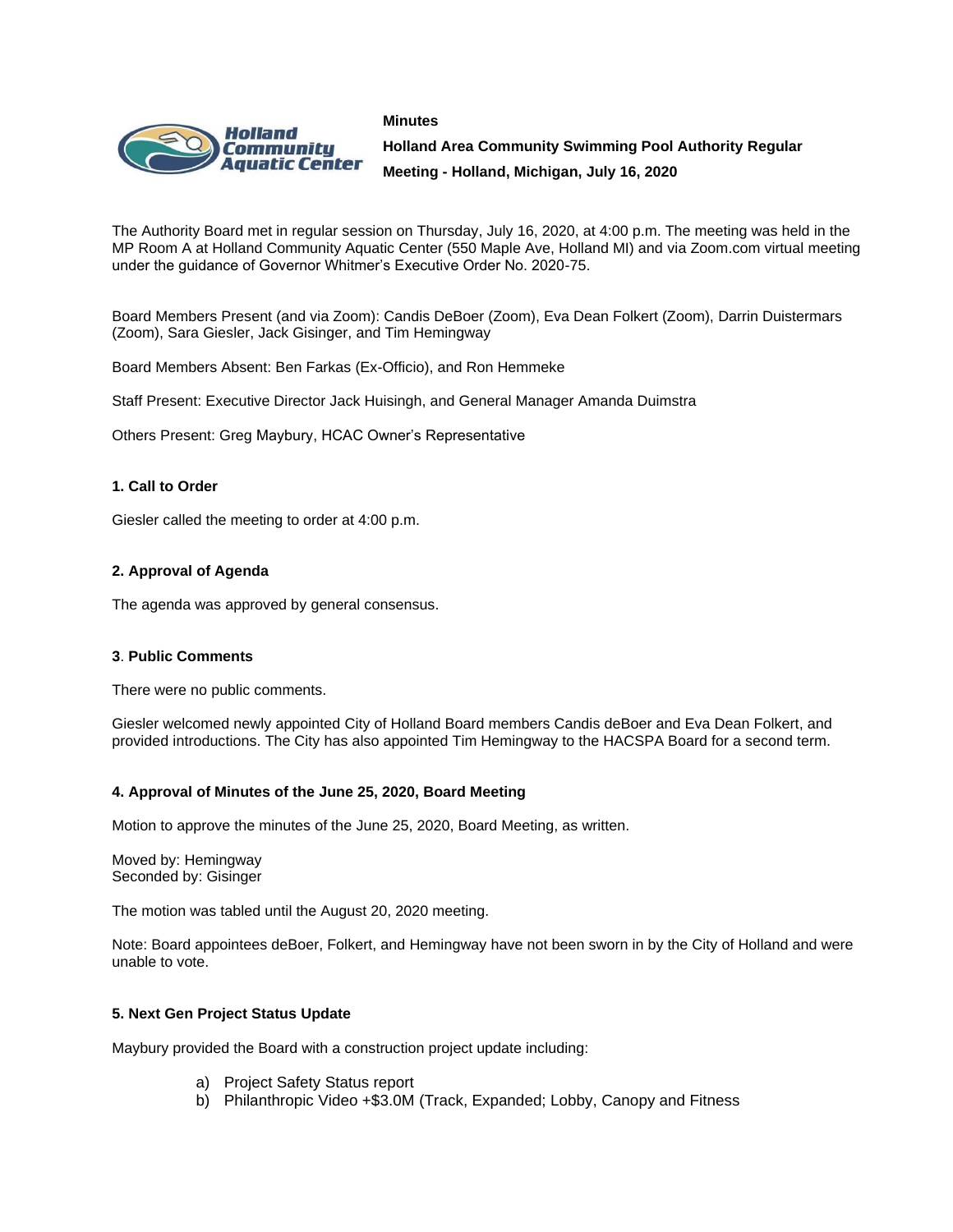**Minutes**

**Holland Area Community Swimming Pool Authority Regular Meeting - Holland, Michigan, July 16, 2020**

The Authority Board met in regular session on Thursday, July 16, 2020, at 4:00 p.m. The meeting was held in the MP Room A at Holland Community Aquatic Center (550 Maple Ave, Holland MI) and via Zoom.com virtual meeting under the guidance of Governor Whitmer's Executive Order No. 2020-75.

Board Members Present (and via Zoom): Candis DeBoer (Zoom), Eva Dean Folkert (Zoom), Darrin Duistermars (Zoom), Sara Giesler, Jack Gisinger, and Tim Hemingway

Board Members Absent: Ben Farkas (Ex-Officio), and Ron Hemmeke

Staff Present: Executive Director Jack Huisingh, and General Manager Amanda Duimstra

Others Present: Greg Maybury, HCAC Owner's Representative

### 1. Call to Order

Giesler called the meeting to order at 4:00 p.m.

### 2. Approval of Agenda

The agenda was approved by general consensus.

### 3. Public Comments

There were no public comments.

Giesler welcomed newly appointed City of Holland Board members Candis deBoer and Eva Dean Folkert, and provided introductions. The City has also appointed Tim Hemingway to the HACSPA Board for a second term.

### 4. Approval of Minutes of the June 25, 2020, Board Meeting

Motion to approve the minutes of the June 25, 2020, Board Meeting, as written.

Moved by: Hemingway
Seconded by: Gisinger

The motion was tabled until the August 20, 2020 meeting.

Note: Board appointees deBoer, Folkert, and Hemingway have not been sworn in by the City of Holland and were unable to vote.

### 5. Next Gen Project Status Update

Maybury provided the Board with a construction project update including:

a) Project Safety Status report
b) Philanthropic Video +$3.0M (Track, Expanded; Lobby, Canopy and Fitness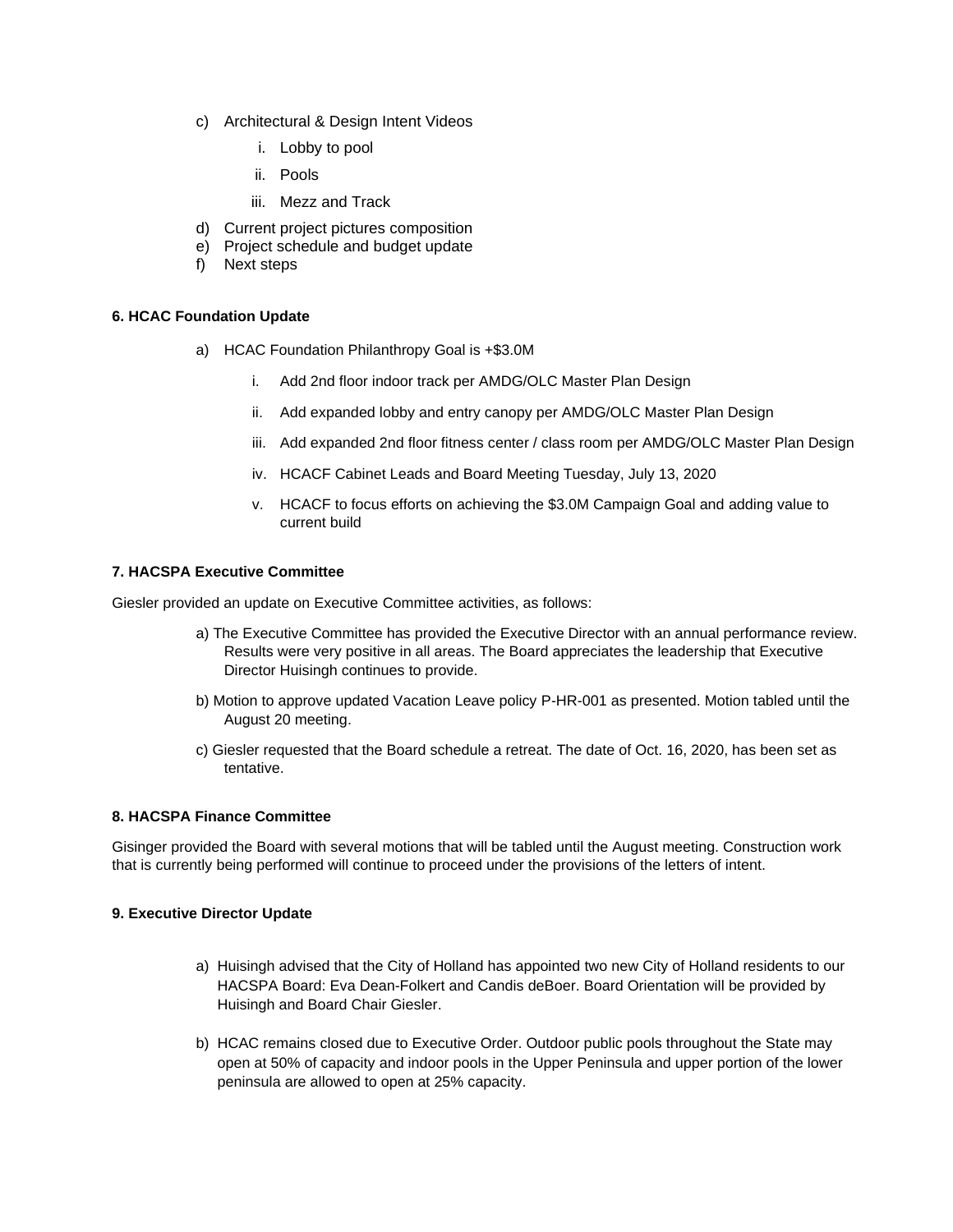c) Architectural & Design Intent Videos
   i. Lobby to pool
   ii. Pools
   iii. Mezz and Track
d) Current project pictures composition
e) Project schedule and budget update
f) Next steps

**6. HCAC Foundation Update**

a) HCAC Foundation Philanthropy Goal is +$3.0M
   i. Add 2nd floor indoor track per AMDG/OLC Master Plan Design
   ii. Add expanded lobby and entry canopy per AMDG/OLC Master Plan Design
   iii. Add expanded 2nd floor fitness center / class room per AMDG/OLC Master Plan Design
   iv. HCACF Cabinet Leads and Board Meeting Tuesday, July 13, 2020
   v. HCACF to focus efforts on achieving the $3.0M Campaign Goal and adding value to current build

**7. HACSPA Executive Committee**

Giesler provided an update on Executive Committee activities, as follows:

a) The Executive Committee has provided the Executive Director with an annual performance review. Results were very positive in all areas. The Board appreciates the leadership that Executive Director Huisingh continues to provide.

b) Motion to approve updated Vacation Leave policy P-HR-001 as presented. Motion tabled until the August 20 meeting.

c) Giesler requested that the Board schedule a retreat. The date of Oct. 16, 2020, has been set as tentative.

**8. HACSPA Finance Committee**

Gisinger provided the Board with several motions that will be tabled until the August meeting. Construction work that is currently being performed will continue to proceed under the provisions of the letters of intent.

**9. Executive Director Update**

a) Huisingh advised that the City of Holland has appointed two new City of Holland residents to our HACSPA Board: Eva Dean-Folkert and Candis deBoer. Board Orientation will be provided by Huisingh and Board Chair Giesler.

b) HCAC remains closed due to Executive Order. Outdoor public pools throughout the State may open at 50% of capacity and indoor pools in the Upper Peninsula and upper portion of the lower peninsula are allowed to open at 25% capacity.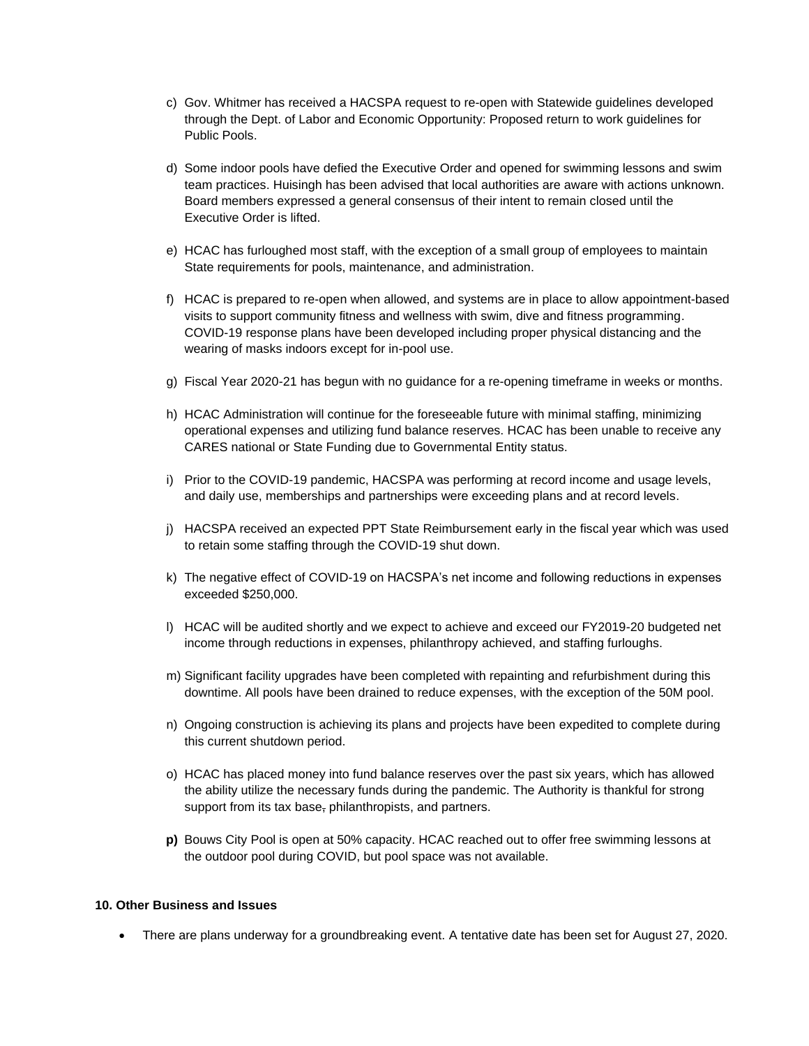c) Gov. Whitmer has received a HACSPA request to re-open with Statewide guidelines developed through the Dept. of Labor and Economic Opportunity: Proposed return to work guidelines for Public Pools.

d) Some indoor pools have defied the Executive Order and opened for swimming lessons and swim team practices. Huisingh has been advised that local authorities are aware with actions unknown. Board members expressed a general consensus of their intent to remain closed until the Executive Order is lifted.

e) HCAC has furloughed most staff, with the exception of a small group of employees to maintain State requirements for pools, maintenance, and administration.

f) HCAC is prepared to re-open when allowed, and systems are in place to allow appointment-based visits to support community fitness and wellness with swim, dive and fitness programming. COVID-19 response plans have been developed including proper physical distancing and the wearing of masks indoors except for in-pool use.

g) Fiscal Year 2020-21 has begun with no guidance for a re-opening timeframe in weeks or months.

h) HCAC Administration will continue for the foreseeable future with minimal staffing, minimizing operational expenses and utilizing fund balance reserves. HCAC has been unable to receive any CARES national or State Funding due to Governmental Entity status.

i) Prior to the COVID-19 pandemic, HACSPA was performing at record income and usage levels, and daily use, memberships and partnerships were exceeding plans and at record levels.

j) HACSPA received an expected PPT State Reimbursement early in the fiscal year which was used to retain some staffing through the COVID-19 shut down.

k) The negative effect of COVID-19 on HACSPA's net income and following reductions in expenses exceeded $250,000.

l) HCAC will be audited shortly and we expect to achieve and exceed our FY2019-20 budgeted net income through reductions in expenses, philanthropy achieved, and staffing furloughs.

m) Significant facility upgrades have been completed with repainting and refurbishment during this downtime. All pools have been drained to reduce expenses, with the exception of the 50M pool.

n) Ongoing construction is achieving its plans and projects have been expedited to complete during this current shutdown period.

o) HCAC has placed money into fund balance reserves over the past six years, which has allowed the ability utilize the necessary funds during the pandemic. The Authority is thankful for strong support from its tax base, philanthropists, and partners.

**p)** Bouws City Pool is open at 50% capacity. HCAC reached out to offer free swimming lessons at the outdoor pool during COVID, but pool space was not available.

**10. Other Business and Issues**

- There are plans underway for a groundbreaking event. A tentative date has been set for August 27, 2020.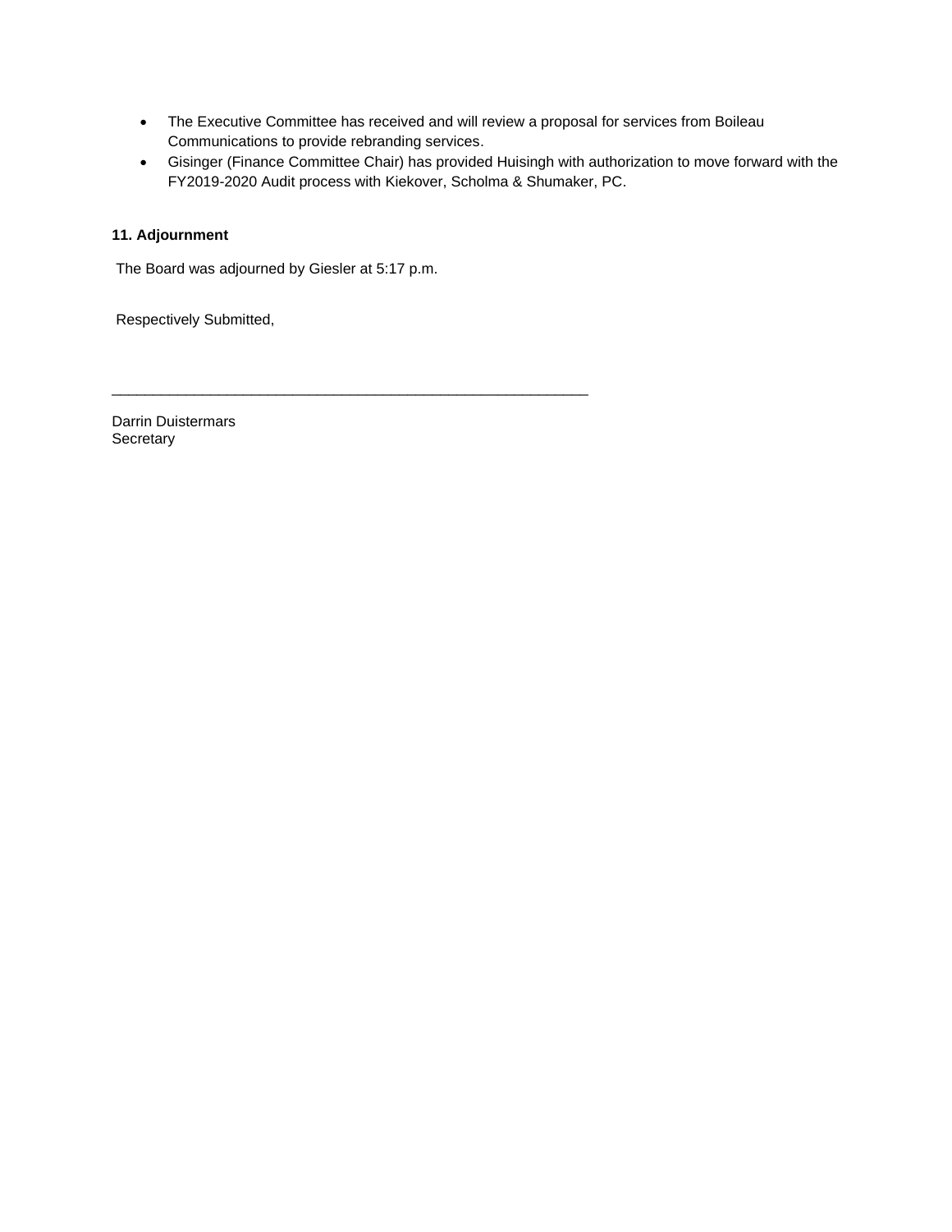- The Executive Committee has received and will review a proposal for services from Boileau Communications to provide rebranding services.
- Gisinger (Finance Committee Chair) has provided Huisingh with authorization to move forward with the FY2019-2020 Audit process with Kiekover, Scholma & Shumaker, PC.

**11. Adjournment**

The Board was adjourned by Giesler at 5:17 p.m.

Respectively Submitted,

\_\_\_\_\_\_\_\_\_\_\_\_\_\_\_\_\_\_\_\_\_\_\_\_\_\_\_\_\_\_\_\_\_\_\_\_\_\_\_\_\_\_\_\_\_\_\_\_\_\_\_\_\_\_\_\_\_\_\_\_

Darrin Duistermars
Secretary